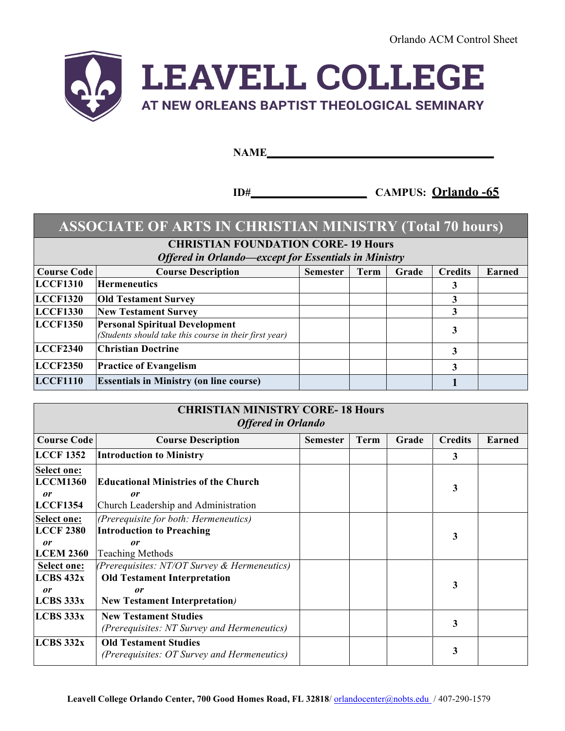Orlando ACM Control Sheet

# LEAVELL COLLEGE

## AT NEW ORLEANS BAPTIST THEOLOGICAL SEMINARY

**NAME**\_\_\_\_\_\_\_\_\_\_\_\_\_\_\_\_\_\_\_\_\_\_\_\_\_\_\_\_\_\_\_\_\_\_\_\_\_\_\_\_

**ID#**\_\_\_\_\_\_\_\_\_\_\_\_\_\_\_\_\_\_\_\_ **CAMPUS: Orlando -65**

## ASSOCIATE OF ARTS IN CHRISTIAN MINISTRY (Total 70 hours)

### CHRISTIAN FOUNDATION CORE- 19 Hours

***Offered in Orlando—except for Essentials in Ministry***

| Course Code | Course Description | Semester | Term | Grade | Credits | Earned |
|---|---|---|---|---|---|---|
| **LCCF1310** | **Hermeneutics** | | | | **3** | |
| **LCCF1320** | **Old Testament Survey** | | | | **3** | |
| **LCCF1330** | **New Testament Survey** | | | | **3** | |
| **LCCF1350** | **Personal Spiritual Development** *(Students should take this course in their first year)* | | | | **3** | |
| **LCCF2340** | **Christian Doctrine** | | | | **3** | |
| **LCCF2350** | **Practice of Evangelism** | | | | **3** | |
| **LCCF1110** | **Essentials in Ministry (on line course)** | | | | **1** | |

### CHRISTIAN MINISTRY CORE- 18 Hours

***Offered in Orlando***

| Course Code | Course Description | Semester | Term | Grade | Credits | Earned |
|---|---|---|---|---|---|---|
| **LCCF 1352** | **Introduction to Ministry** | | | | **3** | |
| **Select one: LCCM1360** ***or*** **LCCF1354** | **Educational Ministries of the Church** ***or*** Church Leadership and Administration | | | | **3** | |
| **Select one: LCCF 2380** ***or*** **LCEM 2360** | *(Prerequisite for both: Hermeneutics)* **Introduction to Preaching** ***or*** Teaching Methods | | | | **3** | |
| **Select one: LCBS 432x** ***or*** **LCBS 333x** | *(Prerequisites: NT/OT Survey & Hermeneutics)* **Old Testament Interpretation** ***or*** **New Testament Interpretation***)* | | | | **3** | |
| **LCBS 333x** | **New Testament Studies** *(Prerequisites: NT Survey and Hermeneutics)* | | | | **3** | |
| **LCBS 332x** | **Old Testament Studies** *(Prerequisites: OT Survey and Hermeneutics)* | | | | **3** | |

**Leavell College Orlando Center, 700 Good Homes Road, FL 32818**/ orlandocenter@nobts.edu / 407-290-1579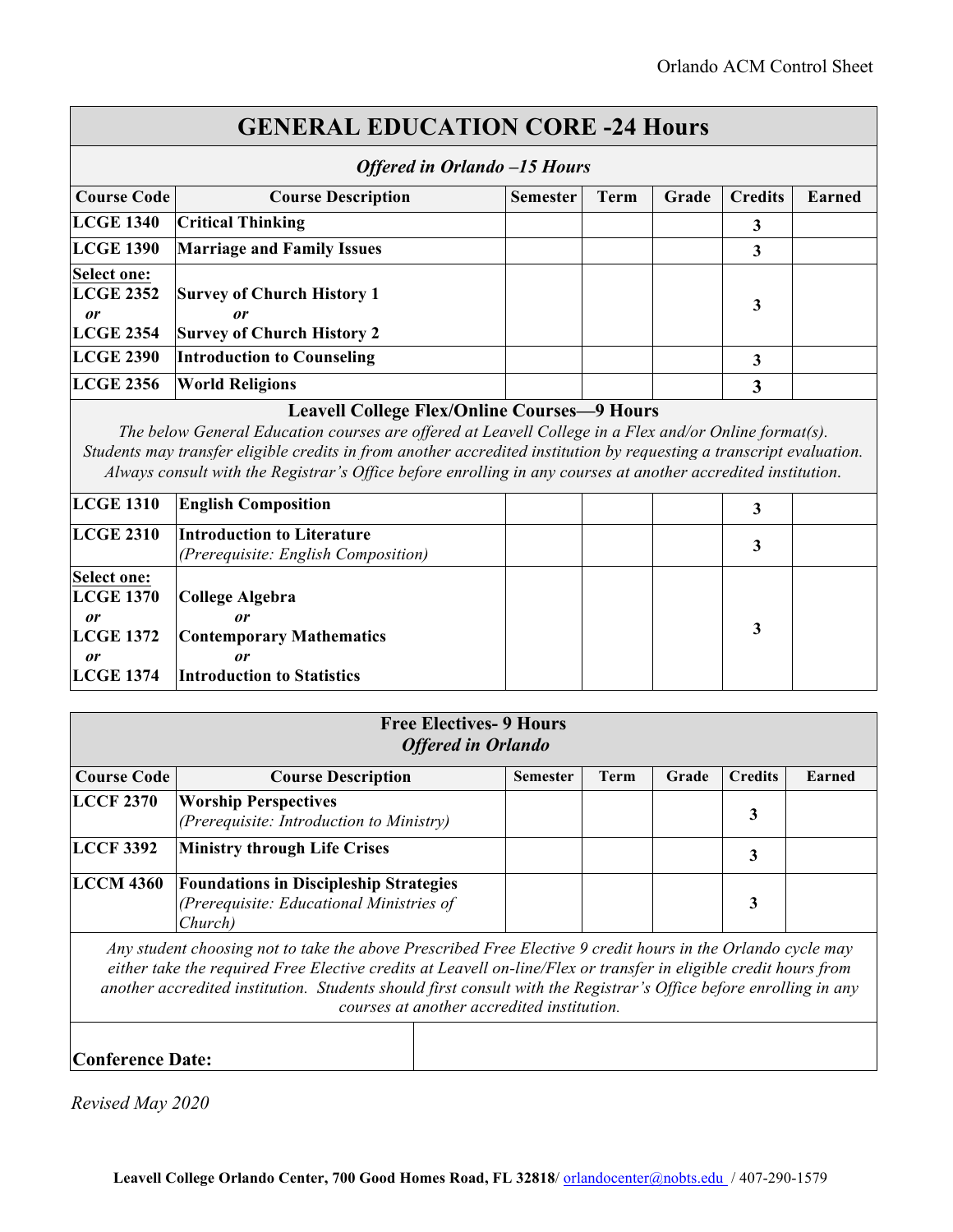## GENERAL EDUCATION CORE -24 Hours

*Offered in Orlando –15 Hours*

| Course Code | Course Description | Semester | Term | Grade | Credits | Earned |
|---|---|---|---|---|---|---|
| **LCGE 1340** | **Critical Thinking** | | | | **3** | |
| **LCGE 1390** | **Marriage and Family Issues** | | | | **3** | |
| **Select one:** **LCGE 2352** *or* **LCGE 2354** | **Survey of Church History 1** *or* **Survey of Church History 2** | | | | **3** | |
| **LCGE 2390** | **Introduction to Counseling** | | | | **3** | |
| **LCGE 2356** | **World Religions** | | | | **3** | |

**Leavell College Flex/Online Courses—9 Hours**

*The below General Education courses are offered at Leavell College in a Flex and/or Online format(s). Students may transfer eligible credits in from another accredited institution by requesting a transcript evaluation. Always consult with the Registrar's Office before enrolling in any courses at another accredited institution.*

| Course Code | Course Description | Semester | Term | Grade | Credits | Earned |
|---|---|---|---|---|---|---|
| **LCGE 1310** | **English Composition** | | | | **3** | |
| **LCGE 2310** | **Introduction to Literature** *(Prerequisite: English Composition)* | | | | **3** | |
| **Select one:** **LCGE 1370** *or* **LCGE 1372** *or* **LCGE 1374** | **College Algebra** *or* **Contemporary Mathematics** *or* **Introduction to Statistics** | | | | **3** | |

## Free Electives- 9 Hours

*Offered in Orlando*

| Course Code | Course Description | Semester | Term | Grade | Credits | Earned |
|---|---|---|---|---|---|---|
| **LCCF 2370** | **Worship Perspectives** *(Prerequisite: Introduction to Ministry)* | | | | **3** | |
| **LCCF 3392** | **Ministry through Life Crises** | | | | **3** | |
| **LCCM 4360** | **Foundations in Discipleship Strategies** *(Prerequisite: Educational Ministries of Church)* | | | | **3** | |

*Any student choosing not to take the above Prescribed Free Elective 9 credit hours in the Orlando cycle may either take the required Free Elective credits at Leavell on-line/Flex or transfer in eligible credit hours from another accredited institution. Students should first consult with the Registrar's Office before enrolling in any courses at another accredited institution.*

| | |
|---|---|
| **Conference Date:** | |

*Revised May 2020*